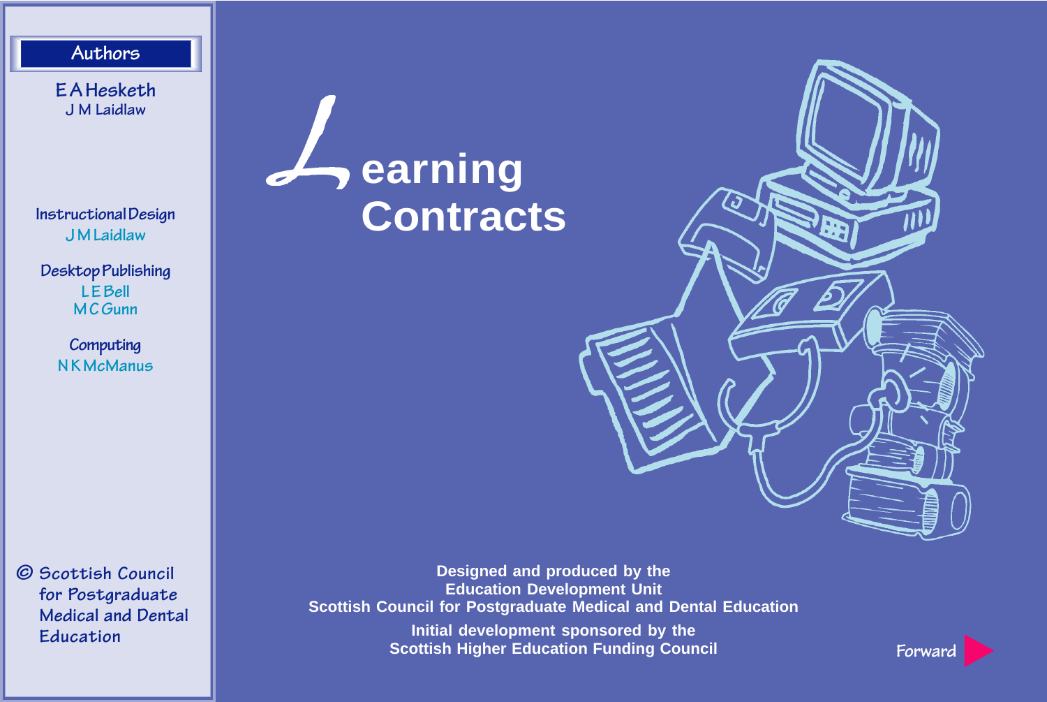# Learning Contracts

## Authors

E A Hesketh
J M Laidlaw

**Instructional Design**
J M Laidlaw

**Desktop Publishing**
L E Bell
M C Gunn

**Computing**
N K McManus

© Scottish Council for Postgraduate Medical and Dental Education

**Designed and produced by the Education Development Unit**
**Scottish Council for Postgraduate Medical and Dental Education**

**Initial development sponsored by the Scottish Higher Education Funding Council**

Forward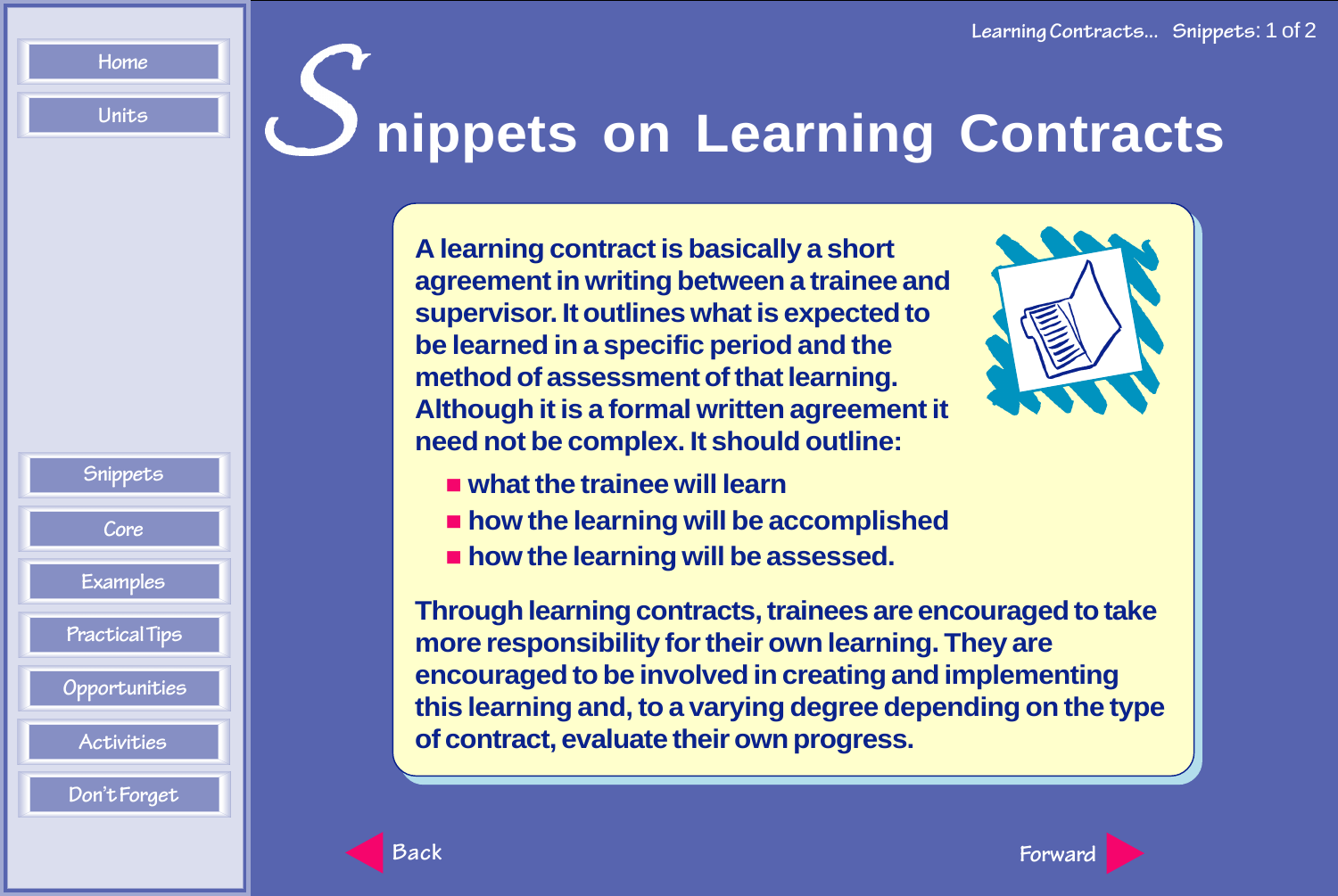# Snippets on Learning Contracts

A learning contract is basically a short agreement in writing between a trainee and supervisor. It outlines what is expected to be learned in a specific period and the method of assessment of that learning. Although it is a formal written agreement it need not be complex. It should outline:

- what the trainee will learn
- how the learning will be accomplished
- how the learning will be assessed.

Through learning contracts, trainees are encouraged to take more responsibility for their own learning. They are encouraged to be involved in creating and implementing this learning and, to a varying degree depending on the type of contract, evaluate their own progress.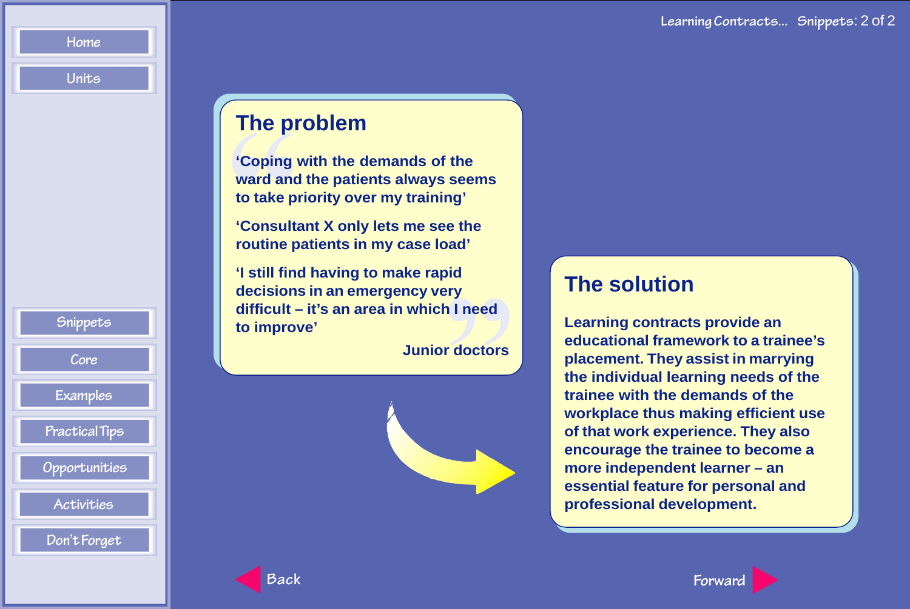## The problem

'Coping with the demands of the ward and the patients always seems to take priority over my training'

'Consultant X only lets me see the routine patients in my case load'

'I still find having to make rapid decisions in an emergency very difficult – it's an area in which I need to improve'

Junior doctors

## The solution

Learning contracts provide an educational framework to a trainee's placement. They assist in marrying the individual learning needs of the trainee with the demands of the workplace thus making efficient use of that work experience. They also encourage the trainee to become a more independent learner – an essential feature for personal and professional development.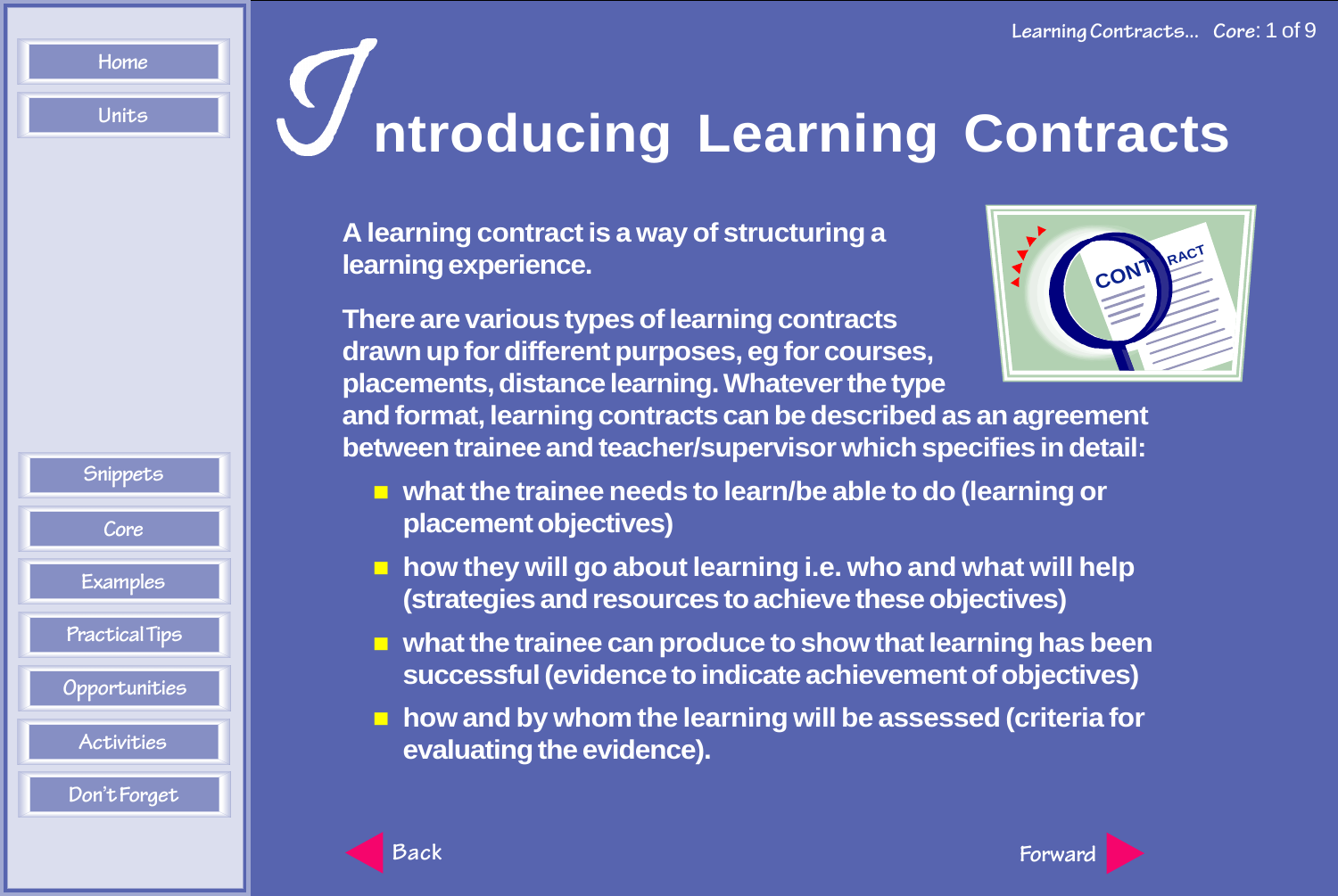# Introducing Learning Contracts

A learning contract is a way of structuring a learning experience.

There are various types of learning contracts drawn up for different purposes, eg for courses, placements, distance learning. Whatever the type and format, learning contracts can be described as an agreement between trainee and teacher/supervisor which specifies in detail:

- what the trainee needs to learn/be able to do (learning or placement objectives)
- how they will go about learning i.e. who and what will help (strategies and resources to achieve these objectives)
- what the trainee can produce to show that learning has been successful (evidence to indicate achievement of objectives)
- how and by whom the learning will be assessed (criteria for evaluating the evidence).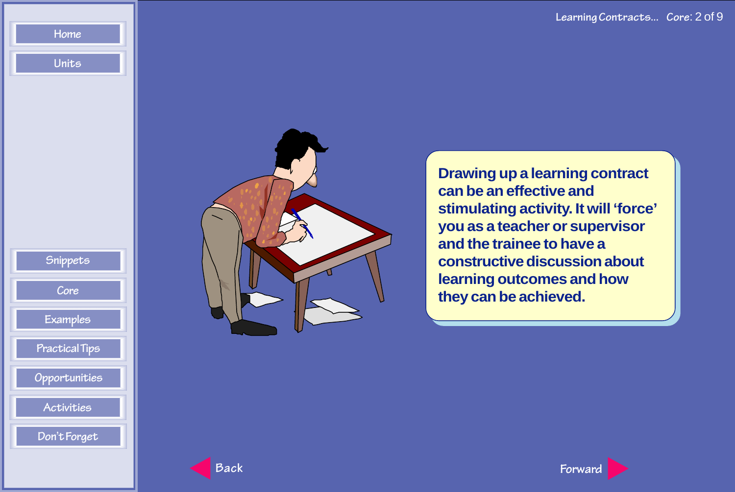Drawing up a learning contract can be an effective and stimulating activity. It will 'force' you as a teacher or supervisor and the trainee to have a constructive discussion about learning outcomes and how they can be achieved.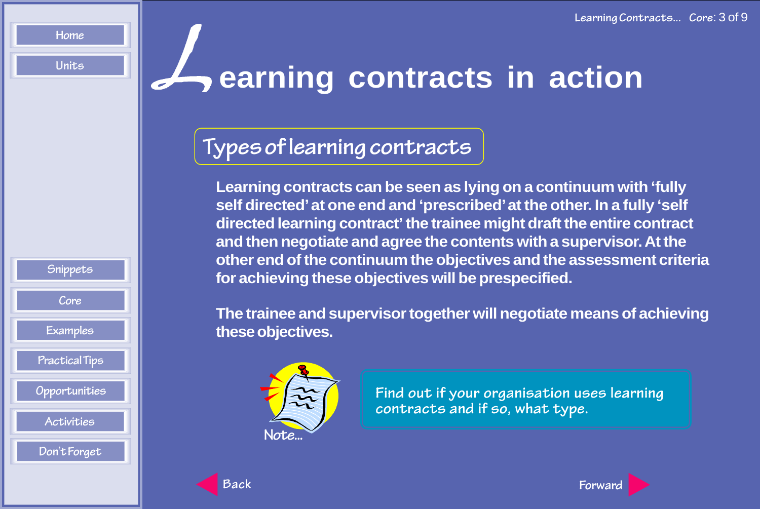# Learning contracts in action

## Types of learning contracts

Learning contracts can be seen as lying on a continuum with 'fully self directed' at one end and 'prescribed' at the other. In a fully 'self directed learning contract' the trainee might draft the entire contract and then negotiate and agree the contents with a supervisor. At the other end of the continuum the objectives and the assessment criteria for achieving these objectives will be prespecified.

The trainee and supervisor together will negotiate means of achieving these objectives.

Note...

Find out if your organisation uses learning contracts and if so, what type.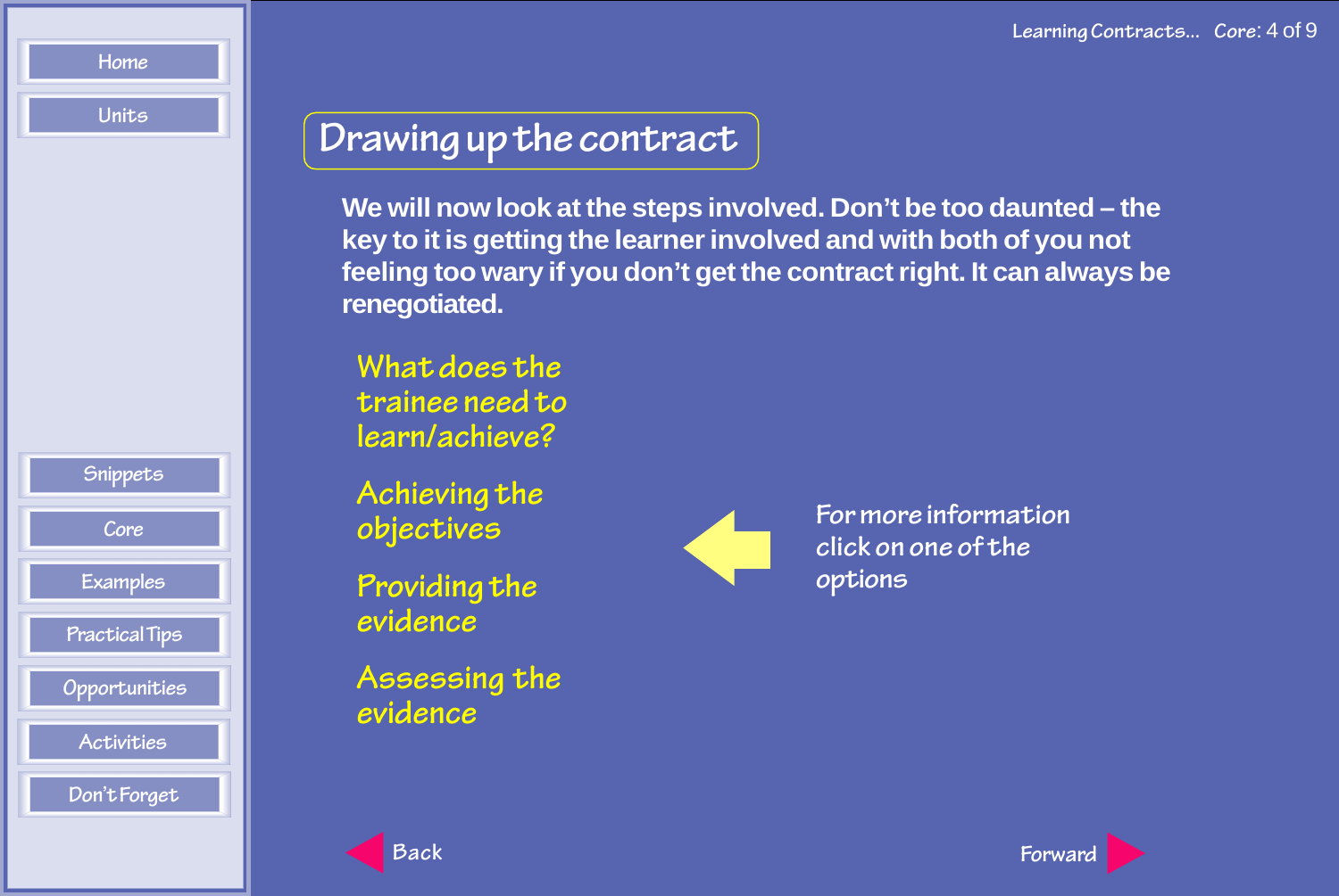# Drawing up the contract

**We will now look at the steps involved. Don't be too daunted – the key to it is getting the learner involved and with both of you not feeling too wary if you don't get the contract right. It can always be renegotiated.**

- What does the trainee need to learn/achieve?
- Achieving the objectives
- Providing the evidence
- Assessing the evidence

For more information click on one of the options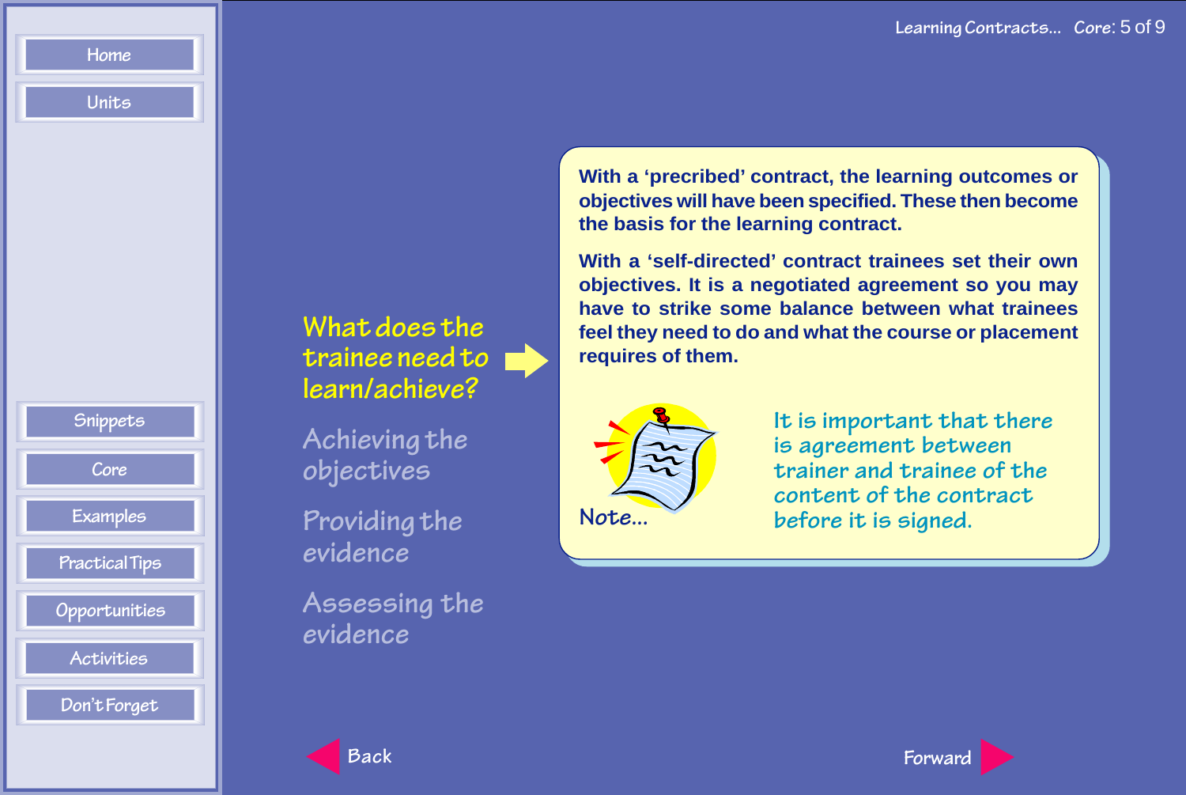## What does the trainee need to learn/achieve?

Achieving the objectives

Providing the evidence

Assessing the evidence

With a 'precribed' contract, the learning outcomes or objectives will have been specified. These then become the basis for the learning contract.

With a 'self-directed' contract trainees set their own objectives. It is a negotiated agreement so you may have to strike some balance between what trainees feel they need to do and what the course or placement requires of them.

Note...

*It is important that there is agreement between trainer and trainee of the content of the contract before it is signed.*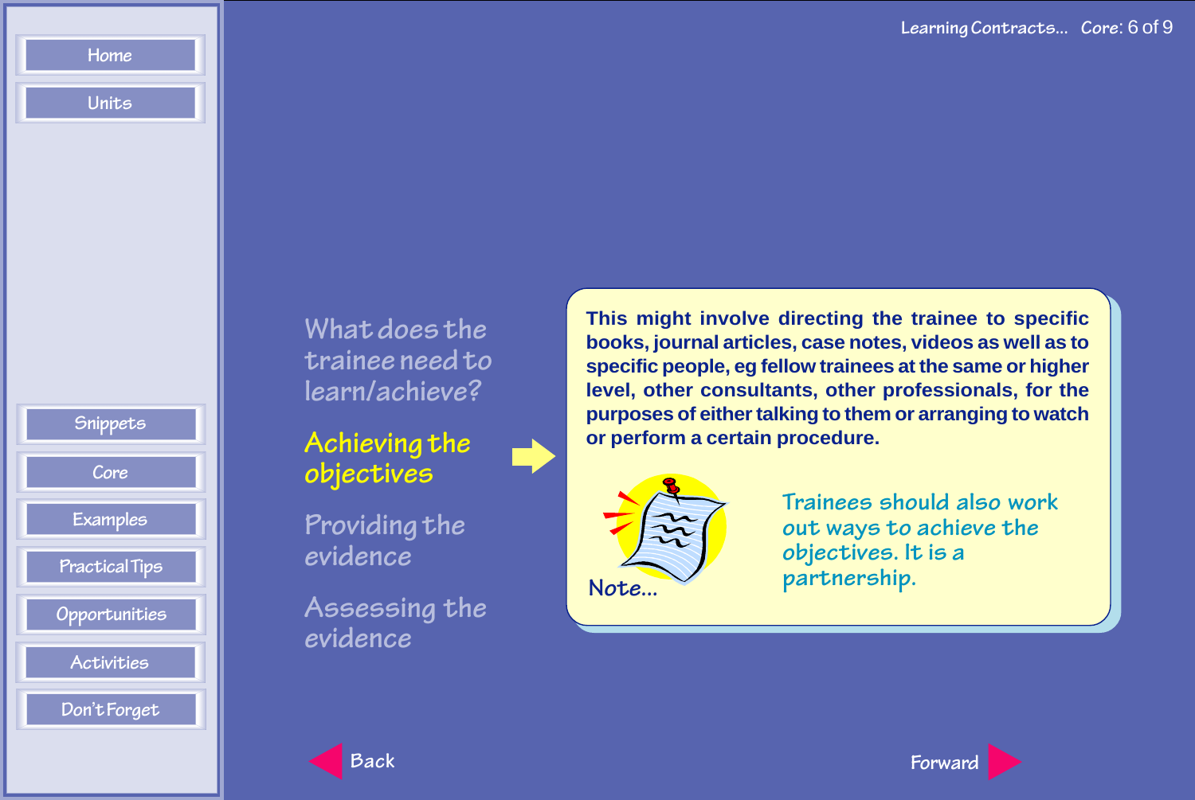- Home
- Units

- Snippets
- Core
- Examples
- Practical Tips
- Opportunities
- Activities
- Don't Forget

What does the trainee need to learn/achieve?

**Achieving the objectives**

Providing the evidence

Assessing the evidence

**This might involve directing the trainee to specific books, journal articles, case notes, videos as well as to specific people, eg fellow trainees at the same or higher level, other consultants, other professionals, for the purposes of either talking to them or arranging to watch or perform a certain procedure.**

Note...

Trainees should also work out ways to achieve the objectives. It is a partnership.

Back

Forward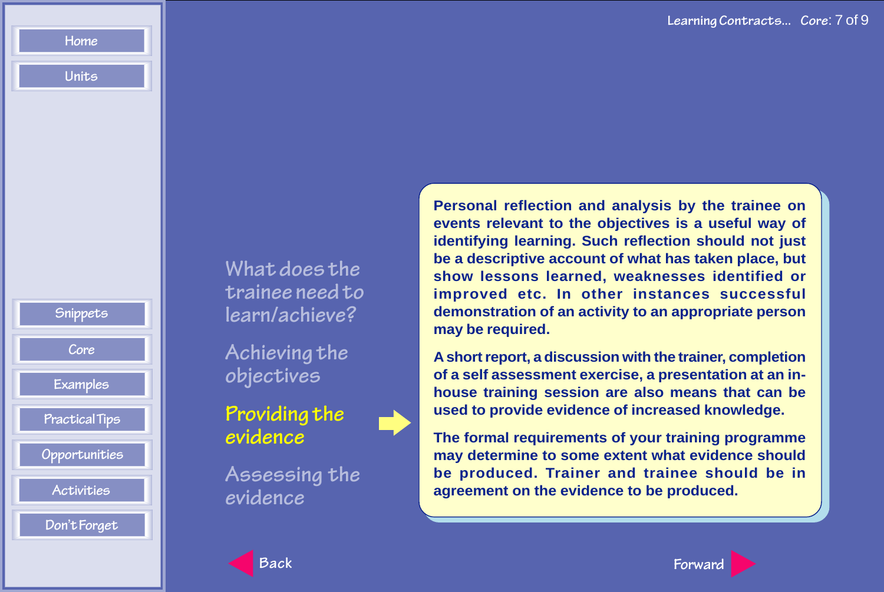What does the trainee need to learn/achieve?

Achieving the objectives

## Providing the evidence

Assessing the evidence

**Personal reflection and analysis by the trainee on events relevant to the objectives is a useful way of identifying learning. Such reflection should not just be a descriptive account of what has taken place, but show lessons learned, weaknesses identified or improved etc. In other instances successful demonstration of an activity to an appropriate person may be required.**

**A short report, a discussion with the trainer, completion of a self assessment exercise, a presentation at an in-house training session are also means that can be used to provide evidence of increased knowledge.**

**The formal requirements of your training programme may determine to some extent what evidence should be produced. Trainer and trainee should be in agreement on the evidence to be produced.**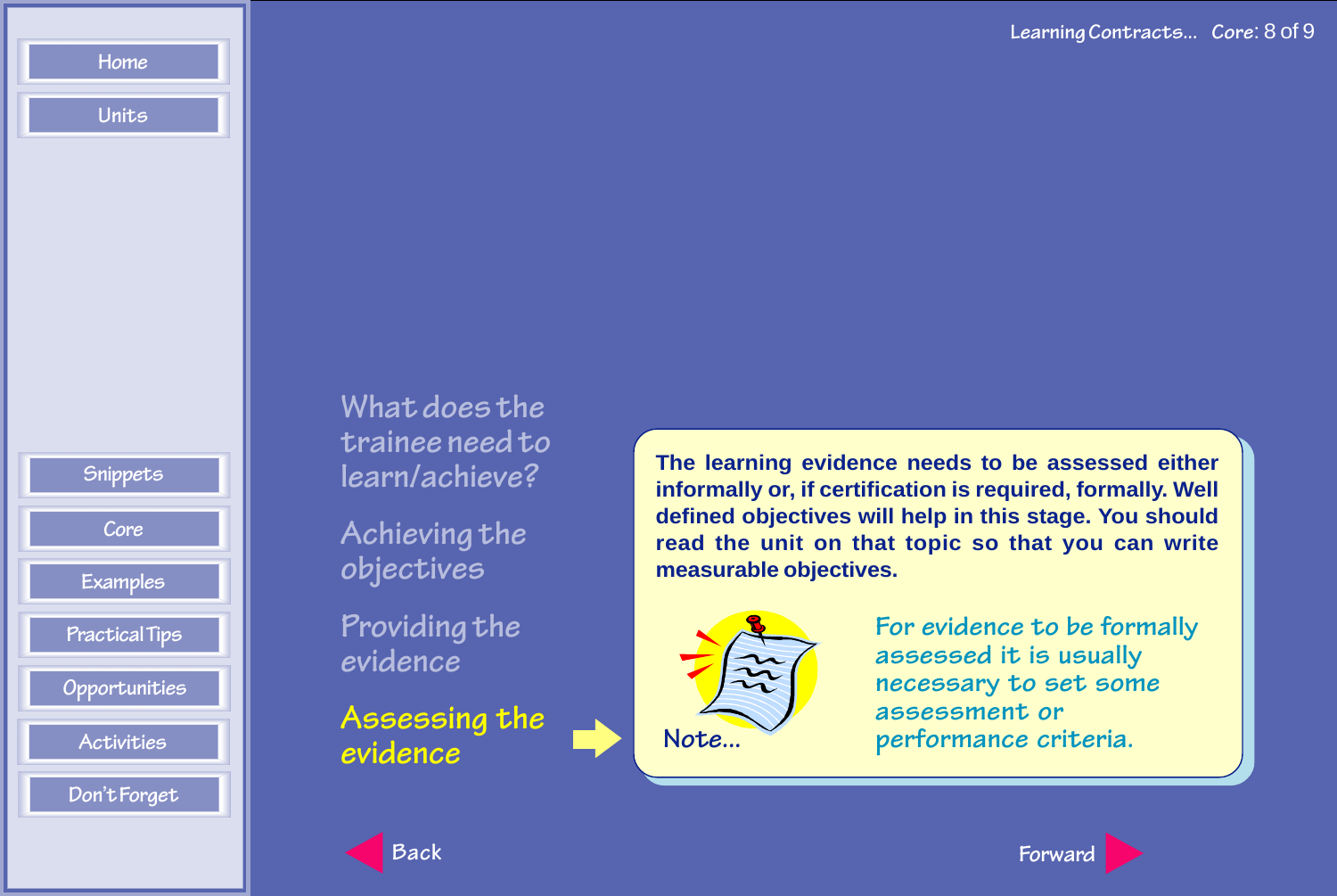What does the trainee need to learn/achieve?

Achieving the objectives

Providing the evidence

**Assessing the evidence**

**The learning evidence needs to be assessed either informally or, if certification is required, formally. Well defined objectives will help in this stage. You should read the unit on that topic so that you can write measurable objectives.**

Note...

For evidence to be formally assessed it is usually necessary to set some assessment or performance criteria.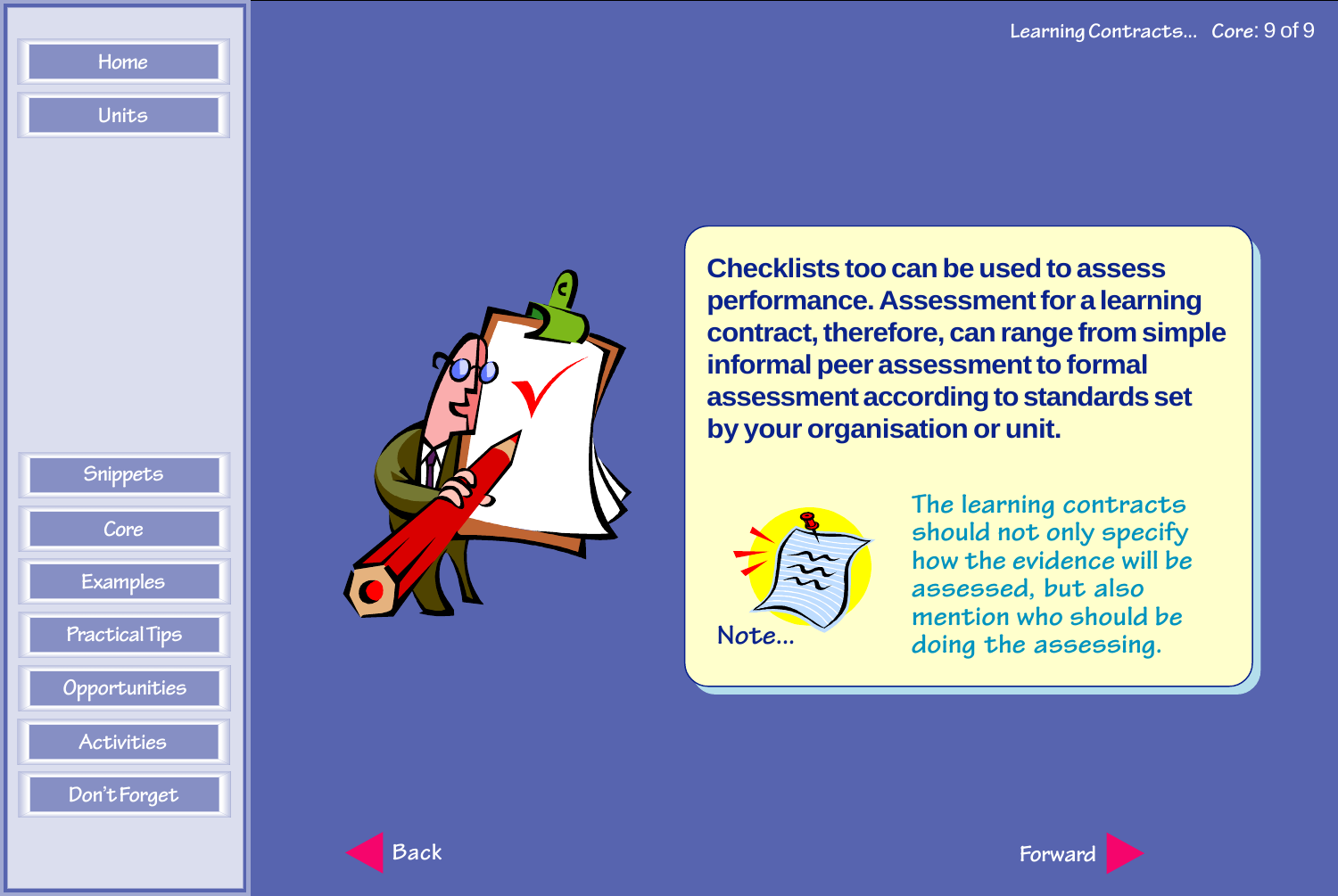Checklists too can be used to assess performance. Assessment for a learning contract, therefore, can range from simple informal peer assessment to formal assessment according to standards set by your organisation or unit.

Note...

The learning contracts should not only specify how the evidence will be assessed, but also mention who should be doing the assessing.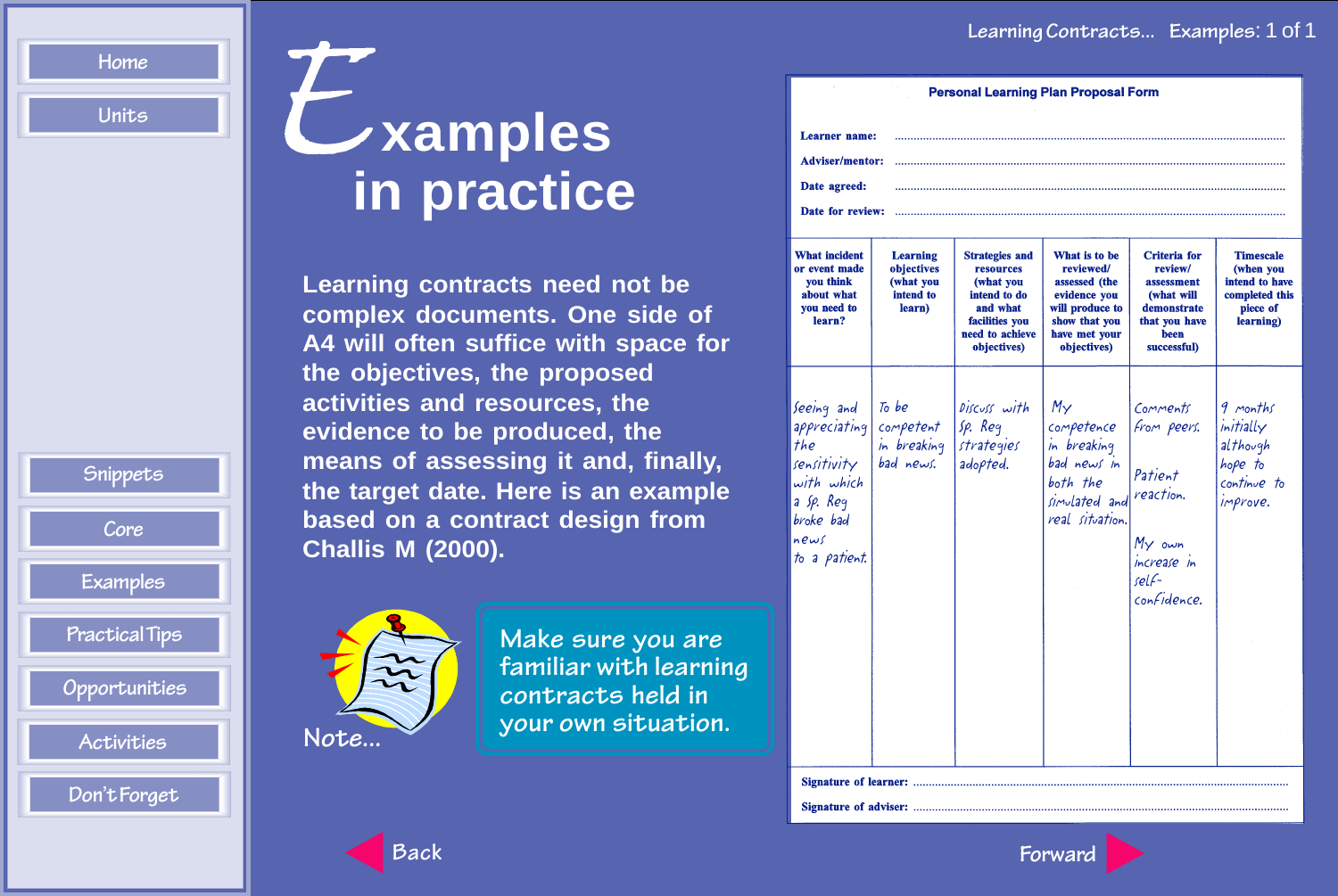# Examples in practice

Learning contracts need not be complex documents. One side of A4 will often suffice with space for the objectives, the proposed activities and resources, the evidence to be produced, the means of assessing it and, finally, the target date. Here is an example based on a contract design from Challis M (2000).

Note...

Make sure you are familiar with learning contracts held in your own situation.

**Personal Learning Plan Proposal Form**

**Learner name:** ...........................................

**Adviser/mentor:** ...........................................

**Date agreed:** ...........................................

**Date for review:** ...........................................

| What incident or event made you think about what you need to learn? | Learning objectives (what you intend to learn) | Strategies and resources (what you intend to do and what facilities you need to achieve objectives) | What is to be reviewed/ assessed (the evidence you will produce to show that you have met your objectives) | Criteria for review/ assessment (what will demonstrate that you have been successful) | Timescale (when you intend to have completed this piece of learning) |
|---|---|---|---|---|---|
| Seeing and appreciating the sensitivity with which a Sp. Reg broke bad news to a patient. | To be competent in breaking bad news. | Discuss with Sp. Reg strategies adopted. | My competence in breaking bad news in both the simulated and real situation. | Comments from peers. Patient reaction. My own increase in self-confidence. | 9 months initially although hope to continue to improve. |

**Signature of learner:** ...........................................

**Signature of adviser:** ...........................................

Back

Forward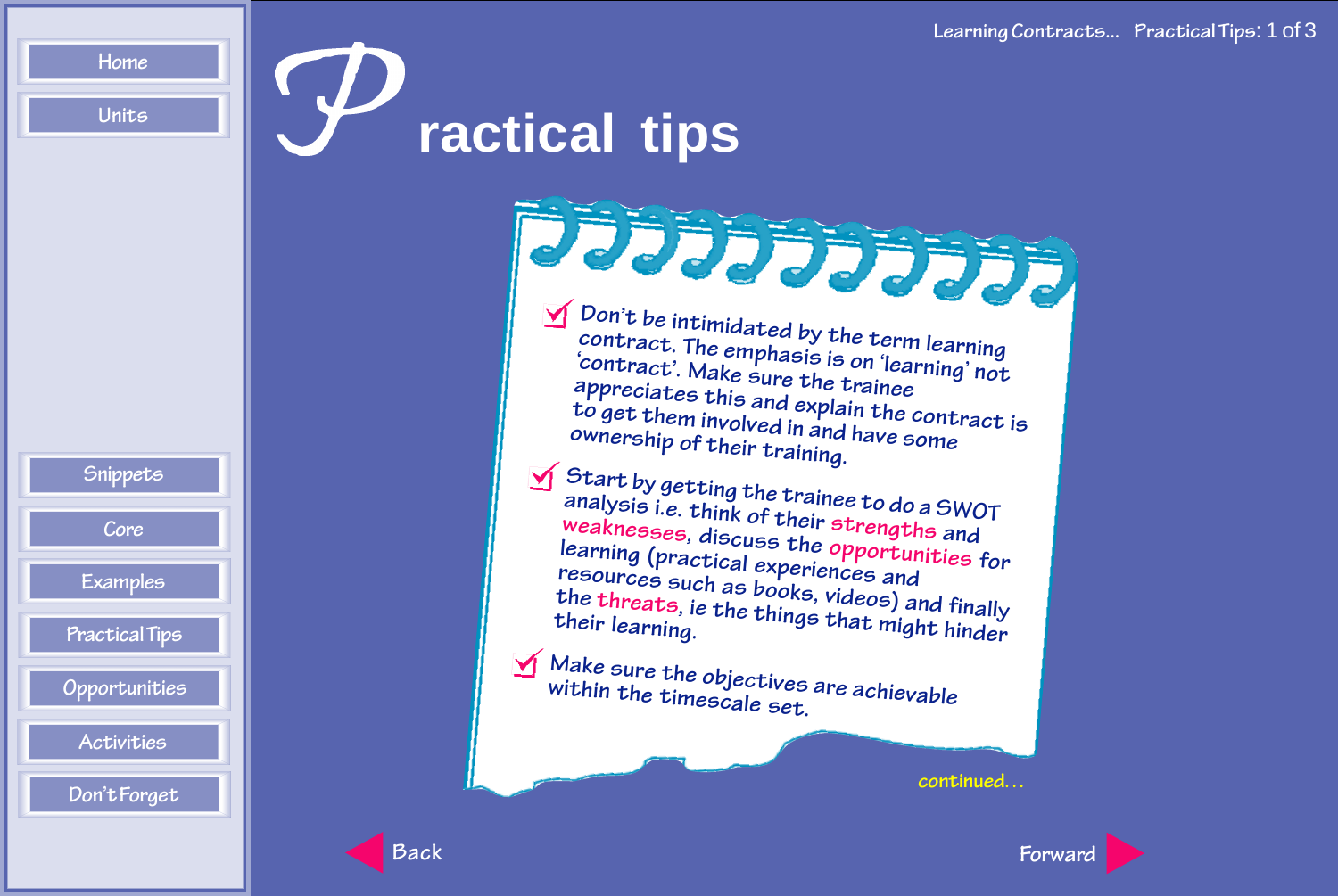# Practical tips

- Don't be intimidated by the term learning contract. The emphasis is on 'learning' not 'contract'. Make sure the trainee appreciates this and explain the contract is to get them involved in and have some ownership of their training.
- Start by getting the trainee to do a SWOT analysis i.e. think of their strengths and weaknesses, discuss the opportunities for learning (practical experiences and resources such as books, videos) and finally the threats, ie the things that might hinder their learning.
- Make sure the objectives are achievable within the timescale set.

continued…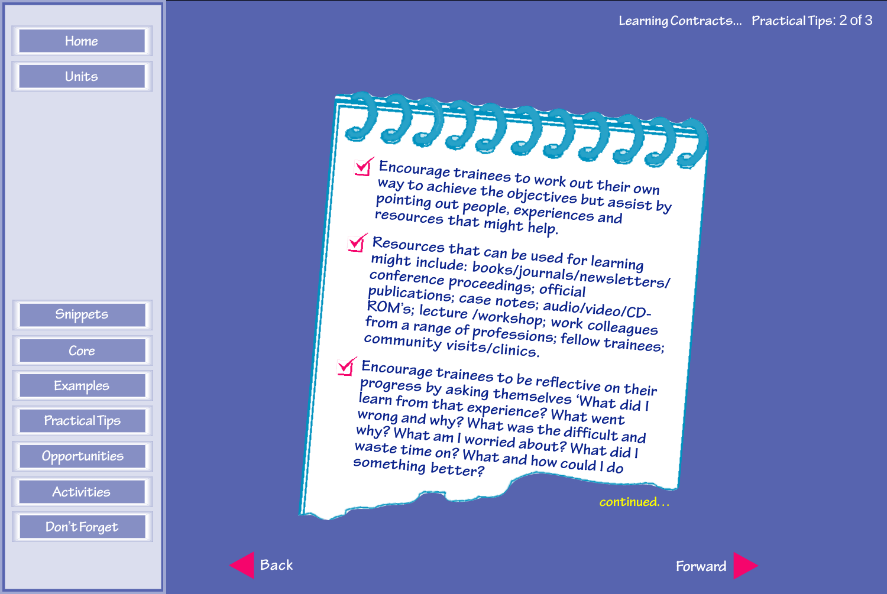- Encourage trainees to work out their own way to achieve the objectives but assist by pointing out people, experiences and resources that might help.
- Resources that can be used for learning might include: books/journals/newsletters/conference proceedings; official publications; case notes; audio/video/CD-ROM's; lecture /workshop; work colleagues from a range of professions; fellow trainees; community visits/clinics.
- Encourage trainees to be reflective on their progress by asking themselves 'What did I learn from that experience? What went wrong and why? What was the difficult and why? What am I worried about? What did I waste time on? What and how could I do something better?

continued...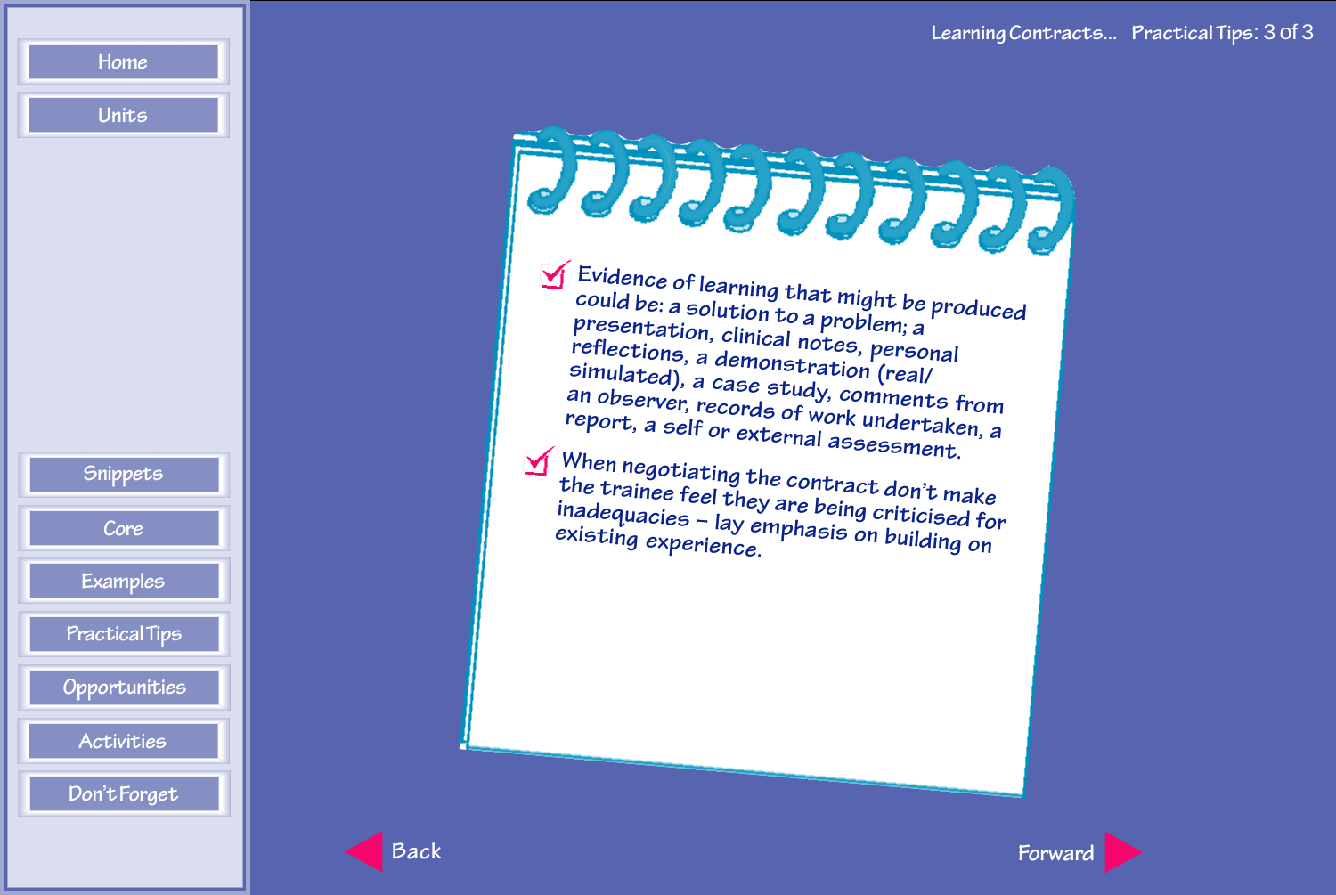- Evidence of learning that might be produced could be: a solution to a problem; a presentation, clinical notes, personal reflections, a demonstration (real/simulated), a case study, comments from an observer, records of work undertaken, a report, a self or external assessment.
- When negotiating the contract don't make the trainee feel they are being criticised for inadequacies – lay emphasis on building on existing experience.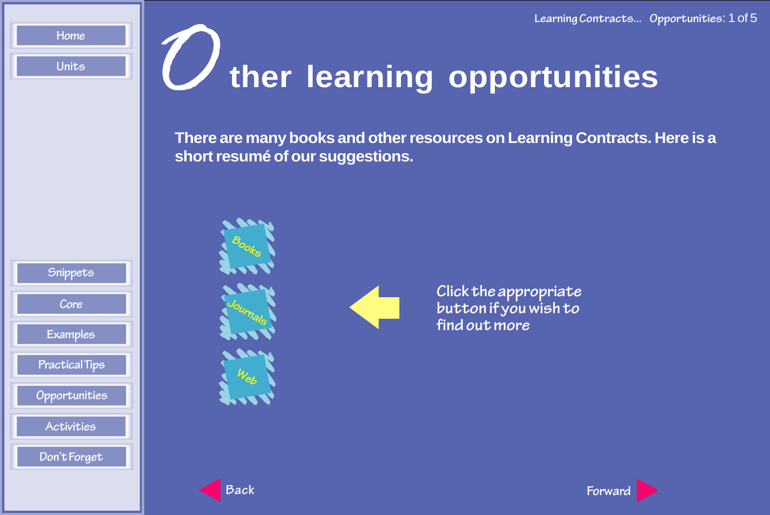# Other learning opportunities

**There are many books and other resources on Learning Contracts. Here is a short resumé of our suggestions.**

Books

Journals

Web

Click the appropriate button if you wish to find out more

Back

Forward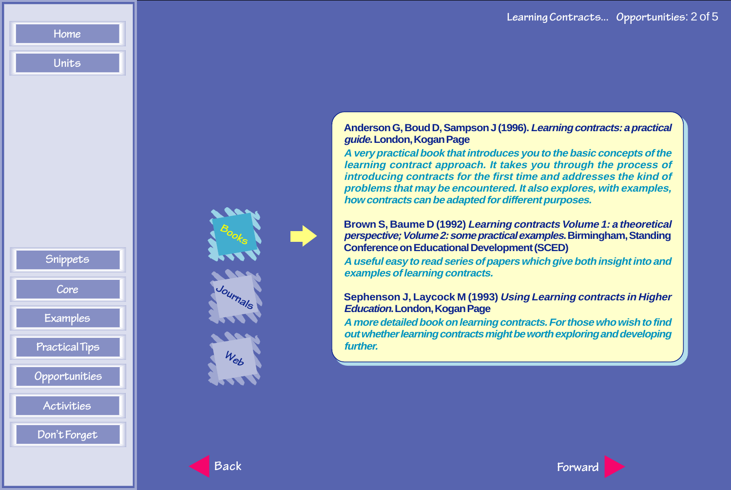Home

Units

Snippets

Core

Examples

Practical Tips

Opportunities

Activities

Don't Forget

Learning Contracts... Opportunities: 2 of 5

Books

Journals

Web

Anderson G, Boud D, Sampson J (1996). *Learning contracts: a practical guide*. London, Kogan Page

*A very practical book that introduces you to the basic concepts of the learning contract approach. It takes you through the process of introducing contracts for the first time and addresses the kind of problems that may be encountered. It also explores, with examples, how contracts can be adapted for different purposes.*

Brown S, Baume D (1992) *Learning contracts Volume 1: a theoretical perspective; Volume 2: some practical examples*. Birmingham, Standing Conference on Educational Development (SCED)

*A useful easy to read series of papers which give both insight into and examples of learning contracts.*

Sephenson J, Laycock M (1993) *Using Learning contracts in Higher Education*. London, Kogan Page

*A more detailed book on learning contracts. For those who wish to find out whether learning contracts might be worth exploring and developing further.*

Back

Forward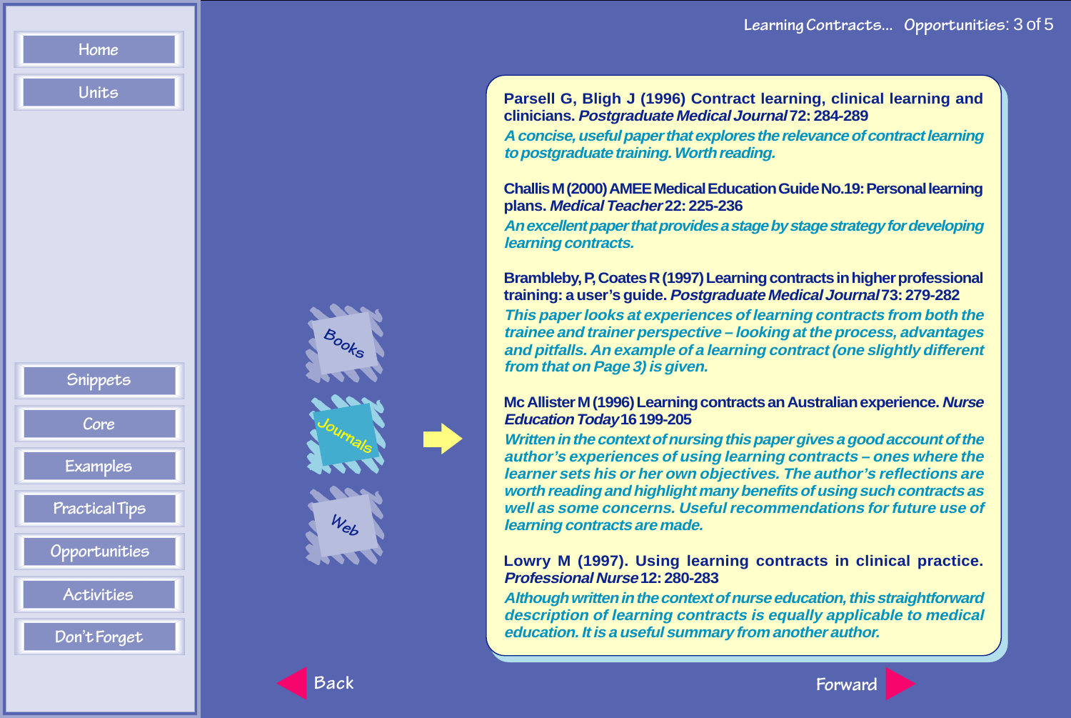Parsell G, Bligh J (1996) Contract learning, clinical learning and clinicians. *Postgraduate Medical Journal* 72: 284-289

*A concise, useful paper that explores the relevance of contract learning to postgraduate training. Worth reading.*

Challis M (2000) AMEE Medical Education Guide No.19: Personal learning plans. *Medical Teacher* 22: 225-236

*An excellent paper that provides a stage by stage strategy for developing learning contracts.*

Brambleby, P, Coates R (1997) Learning contracts in higher professional training: a user's guide. *Postgraduate Medical Journal* 73: 279-282

*This paper looks at experiences of learning contracts from both the trainee and trainer perspective – looking at the process, advantages and pitfalls. An example of a learning contract (one slightly different from that on Page 3) is given.*

Mc Allister M (1996) Learning contracts an Australian experience. *Nurse Education Today* 16 199-205

*Written in the context of nursing this paper gives a good account of the author's experiences of using learning contracts – ones where the learner sets his or her own objectives. The author's reflections are worth reading and highlight many benefits of using such contracts as well as some concerns. Useful recommendations for future use of learning contracts are made.*

Lowry M (1997). Using learning contracts in clinical practice. *Professional Nurse* 12: 280-283

*Although written in the context of nurse education, this straightforward description of learning contracts is equally applicable to medical education. It is a useful summary from another author.*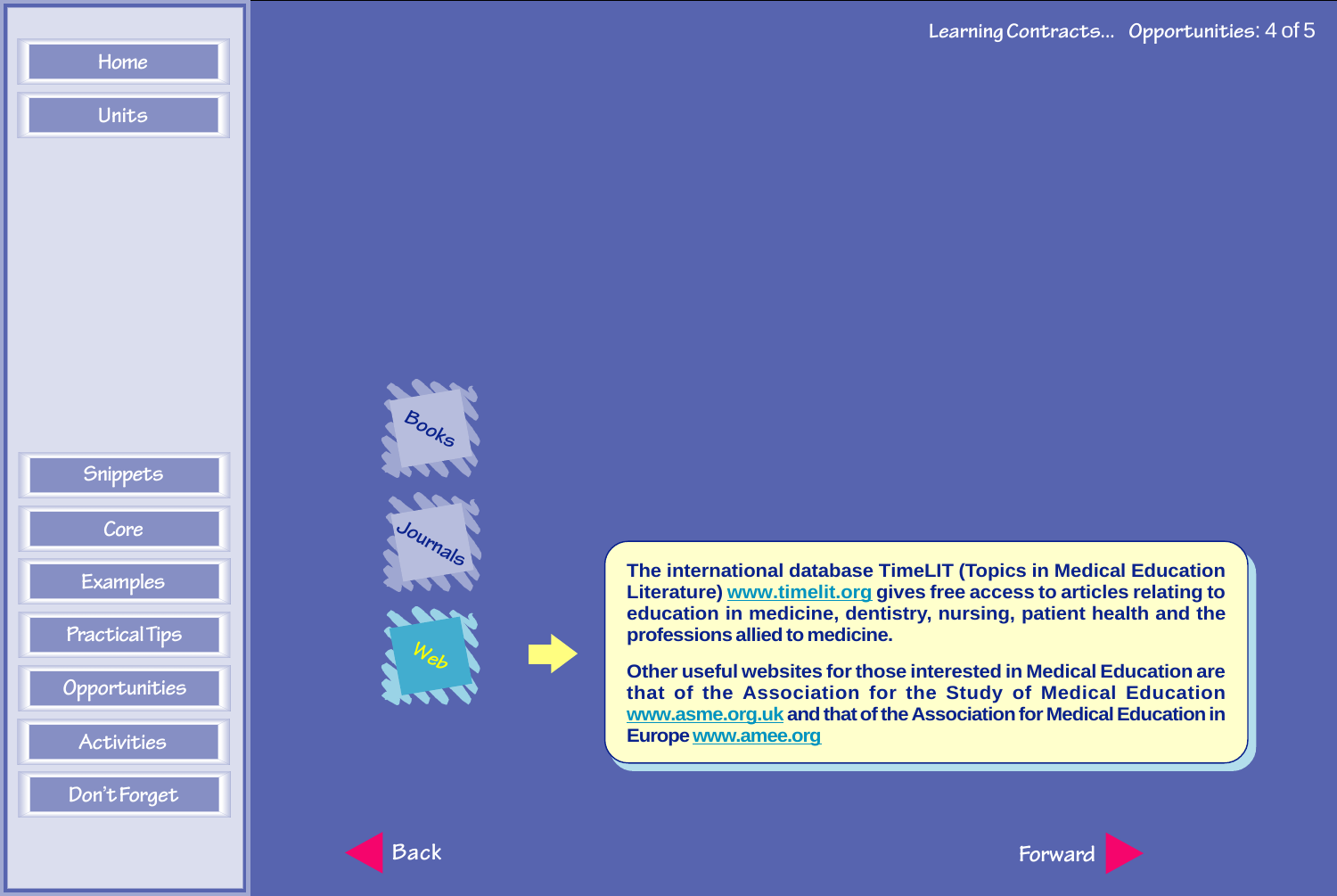Home

Units

Snippets

Core

Examples

Practical Tips

Opportunities

Activities

Don't Forget

Books

Journals

Web

The international database TimeLIT (Topics in Medical Education Literature) www.timelit.org gives free access to articles relating to education in medicine, dentistry, nursing, patient health and the professions allied to medicine.

Other useful websites for those interested in Medical Education are that of the Association for the Study of Medical Education www.asme.org.uk and that of the Association for Medical Education in Europe www.amee.org

Back

Forward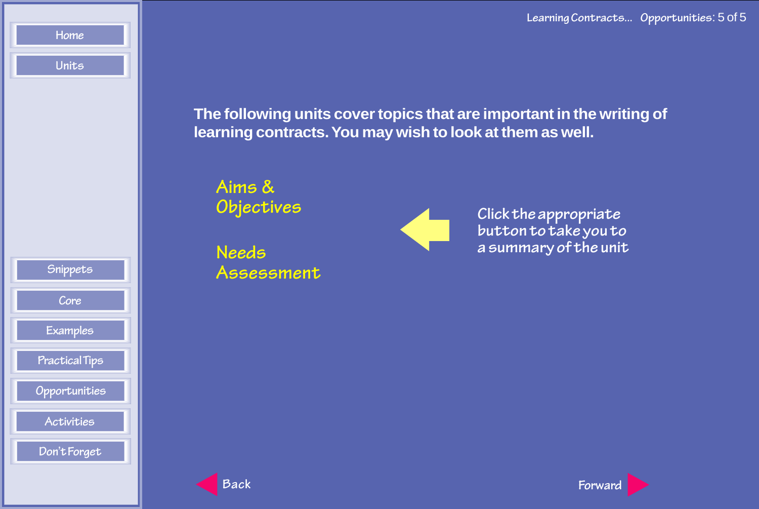Home

Units

The following units cover topics that are important in the writing of learning contracts. You may wish to look at them as well.

Aims & Objectives

Needs Assessment

Click the appropriate button to take you to a summary of the unit

Snippets

Core

Examples

Practical Tips

Opportunities

Activities

Don't Forget

Back

Forward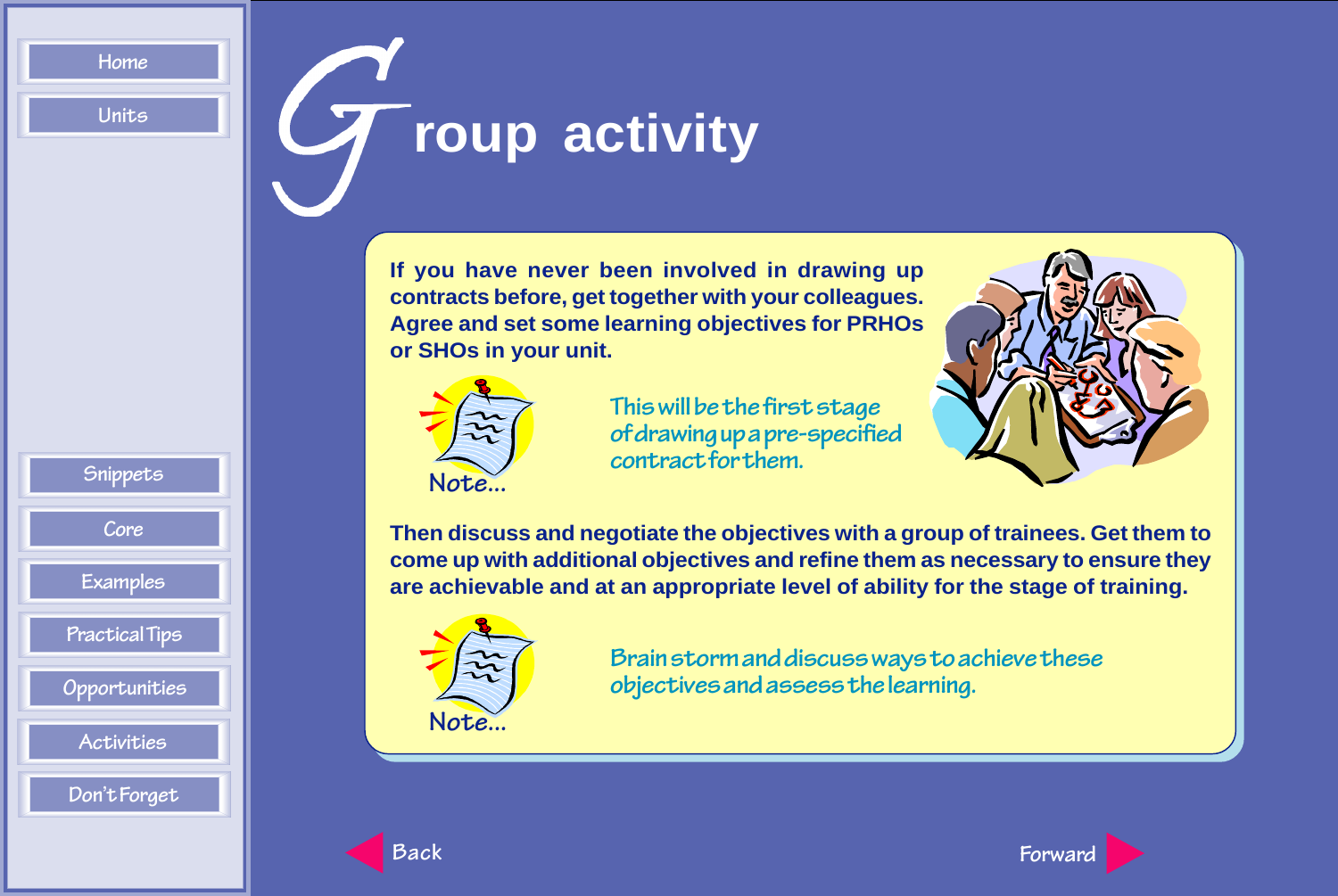# Group activity

**If you have never been involved in drawing up contracts before, get together with your colleagues. Agree and set some learning objectives for PRHOs or SHOs in your unit.**

Note...

This will be the first stage of drawing up a pre-specified contract for them.

**Then discuss and negotiate the objectives with a group of trainees. Get them to come up with additional objectives and refine them as necessary to ensure they are achievable and at an appropriate level of ability for the stage of training.**

Note...

Brain storm and discuss ways to achieve these objectives and assess the learning.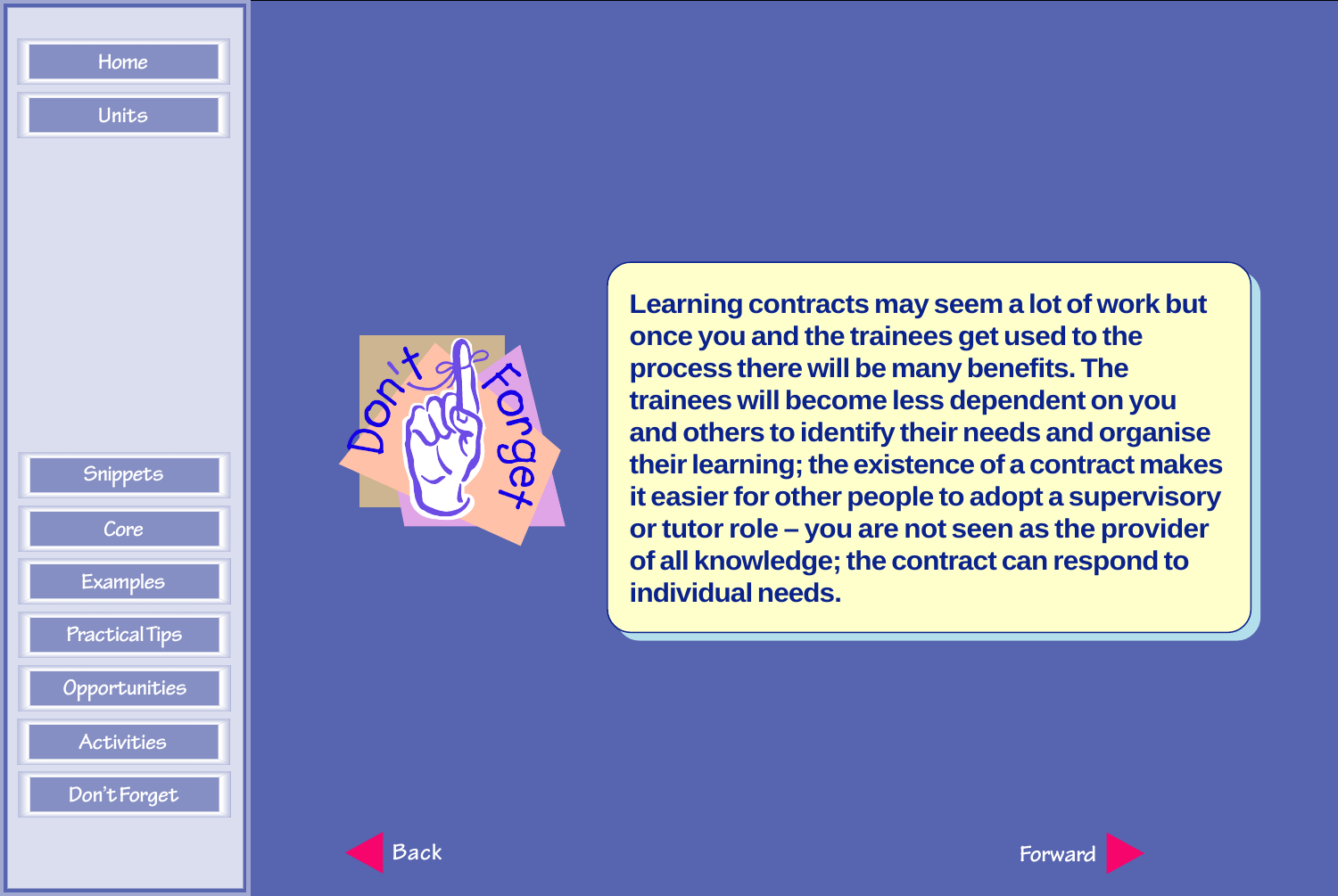Learning contracts may seem a lot of work but once you and the trainees get used to the process there will be many benefits. The trainees will become less dependent on you and others to identify their needs and organise their learning; the existence of a contract makes it easier for other people to adopt a supervisory or tutor role – you are not seen as the provider of all knowledge; the contract can respond to individual needs.